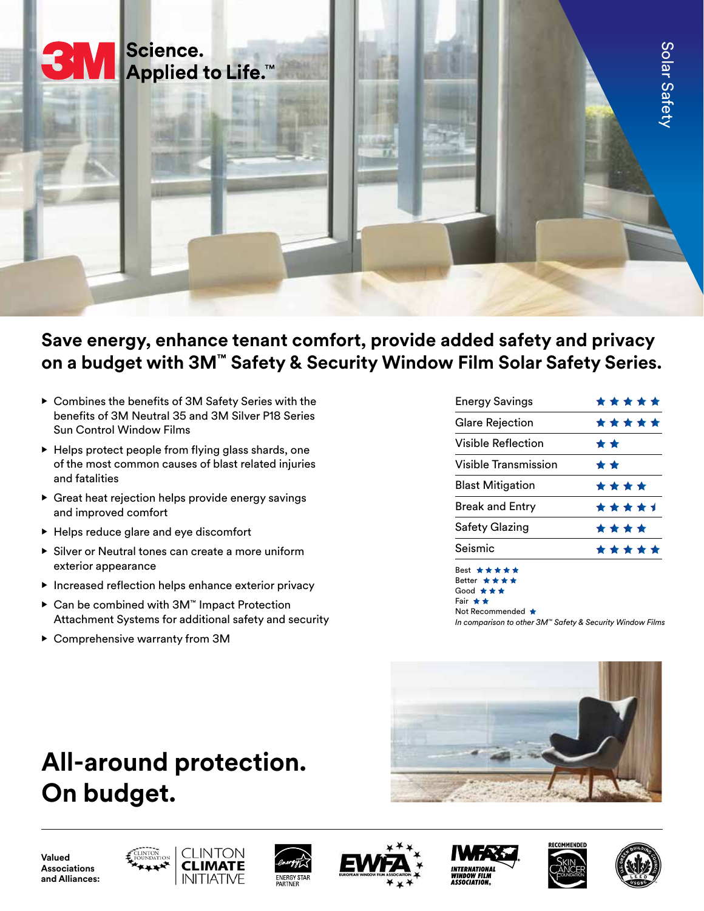3M Science. Applied to Life.™

Solar Safety

# Save energy, enhance tenant comfort, provide added safety and privacy on a budget with 3M™ Safety & Security Window Film Solar Safety Series.

- Combines the benefits of 3M Safety Series with the benefits of 3M Neutral 35 and 3M Silver P18 Series Sun Control Window Films
- Helps protect people from flying glass shards, one of the most common causes of blast related injuries and fatalities
- Great heat rejection helps provide energy savings and improved comfort
- Helps reduce glare and eye discomfort
- Silver or Neutral tones can create a more uniform exterior appearance
- Increased reflection helps enhance exterior privacy
- Can be combined with 3M™ Impact Protection Attachment Systems for additional safety and security
- Comprehensive warranty from 3M

| Feature | Rating |
|---|---|
| Energy Savings | ★★★★★ |
| Glare Rejection | ★★★★★ |
| Visible Reflection | ★★ |
| Visible Transmission | ★★ |
| Blast Mitigation | ★★★★ |
| Break and Entry | ★★★★½ |
| Safety Glazing | ★★★★ |
| Seismic | ★★★★★ |

Best ★★★★★
Better ★★★★
Good ★★★
Fair ★★
Not Recommended ★

*In comparison to other 3M™ Safety & Security Window Films*

# All-around protection. On budget.

**Valued Associations and Alliances:** Clinton Foundation, Clinton Climate Initiative, Energy Star Partner, EWFA European Window Film Association, IWFA International Window Film Association, Recommended Skin Cancer Foundation, U.S. Green Building Council LEED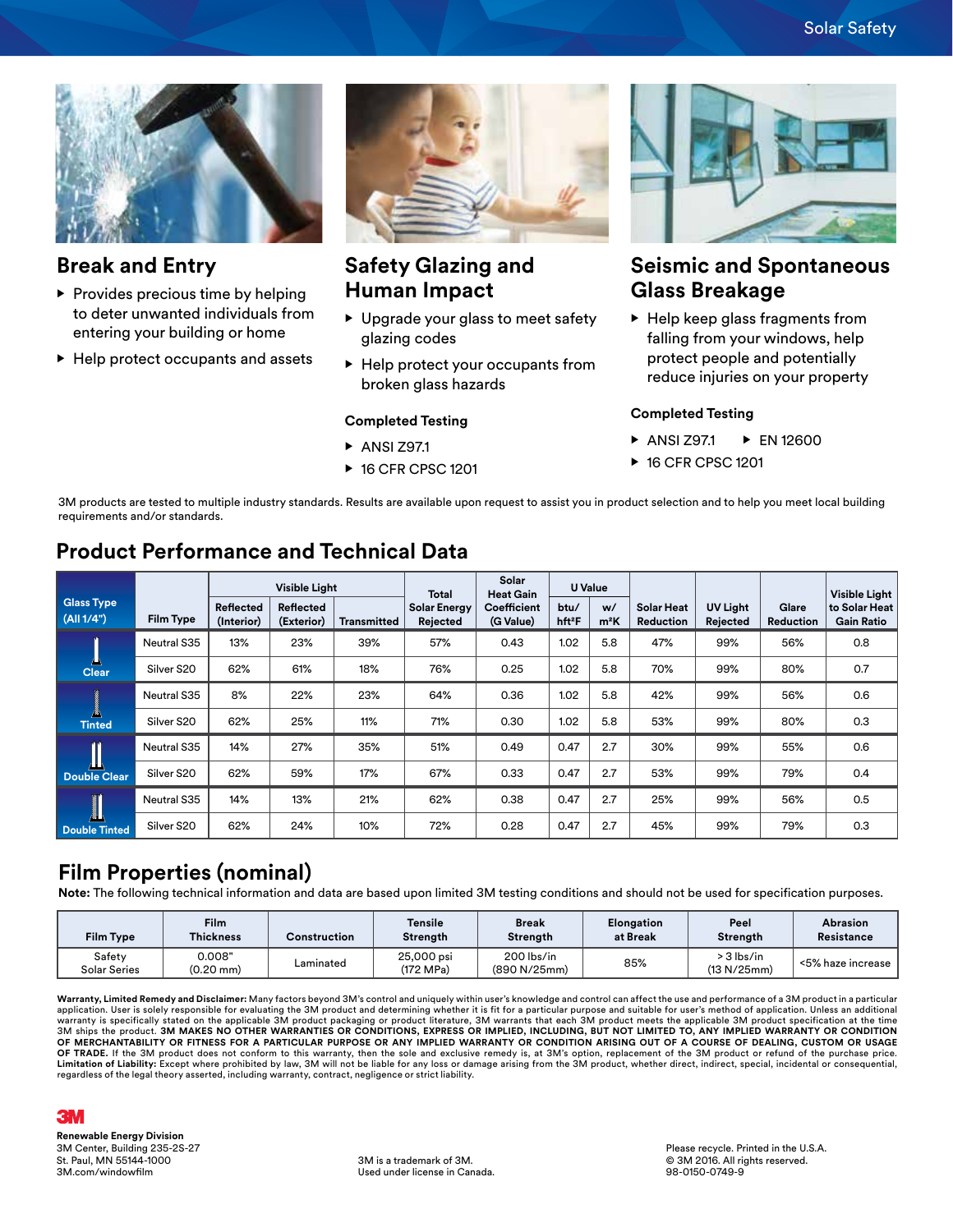## Break and Entry

- Provides precious time by helping to deter unwanted individuals from entering your building or home
- Help protect occupants and assets

## Safety Glazing and Human Impact

- Upgrade your glass to meet safety glazing codes
- Help protect your occupants from broken glass hazards

**Completed Testing**

- ANSI Z97.1
- 16 CFR CPSC 1201

## Seismic and Spontaneous Glass Breakage

- Help keep glass fragments from falling from your windows, help protect people and potentially reduce injuries on your property

**Completed Testing**

- ANSI Z97.1
- EN 12600
- 16 CFR CPSC 1201

3M products are tested to multiple industry standards. Results are available upon request to assist you in product selection and to help you meet local building requirements and/or standards.

## Product Performance and Technical Data

| Glass Type (All 1/4") | Film Type | Visible Light | | | Total Solar Energy Rejected | Solar Heat Gain Coefficient (G Value) | U Value | | Solar Heat Reduction | UV Light Rejected | Glare Reduction | Visible Light to Solar Heat Gain Ratio |
|---|---|---|---|---|---|---|---|---|---|---|---|---|
| | | Reflected (Interior) | Reflected (Exterior) | Transmitted | | | btu/ hft²F | w/ m²K | | | | |
| Clear | Neutral S35 | 13% | 23% | 39% | 57% | 0.43 | 1.02 | 5.8 | 47% | 99% | 56% | 0.8 |
| Clear | Silver S20 | 62% | 61% | 18% | 76% | 0.25 | 1.02 | 5.8 | 70% | 99% | 80% | 0.7 |
| Tinted | Neutral S35 | 8% | 22% | 23% | 64% | 0.36 | 1.02 | 5.8 | 42% | 99% | 56% | 0.6 |
| Tinted | Silver S20 | 62% | 25% | 11% | 71% | 0.30 | 1.02 | 5.8 | 53% | 99% | 80% | 0.3 |
| Double Clear | Neutral S35 | 14% | 27% | 35% | 51% | 0.49 | 0.47 | 2.7 | 30% | 99% | 55% | 0.6 |
| Double Clear | Silver S20 | 62% | 59% | 17% | 67% | 0.33 | 0.47 | 2.7 | 53% | 99% | 79% | 0.4 |
| Double Tinted | Neutral S35 | 14% | 13% | 21% | 62% | 0.38 | 0.47 | 2.7 | 25% | 99% | 56% | 0.5 |
| Double Tinted | Silver S20 | 62% | 24% | 10% | 72% | 0.28 | 0.47 | 2.7 | 45% | 99% | 79% | 0.3 |

## Film Properties (nominal)

**Note:** The following technical information and data are based upon limited 3M testing conditions and should not be used for specification purposes.

| Film Type | Film Thickness | Construction | Tensile Strength | Break Strength | Elongation at Break | Peel Strength | Abrasion Resistance |
|---|---|---|---|---|---|---|---|
| Safety Solar Series | 0.008" (0.20 mm) | Laminated | 25,000 psi (172 MPa) | 200 lbs/in (890 N/25mm) | 85% | > 3 lbs/in (13 N/25mm) | <5% haze increase |

**Warranty, Limited Remedy and Disclaimer:** Many factors beyond 3M's control and uniquely within user's knowledge and control can affect the use and performance of a 3M product in a particular application. User is solely responsible for evaluating the 3M product and determining whether it is fit for a particular purpose and suitable for user's method of application. Unless an additional warranty is specifically stated on the applicable 3M product packaging or product literature, 3M warrants that each 3M product meets the applicable 3M product specification at the time 3M ships the product. **3M MAKES NO OTHER WARRANTIES OR CONDITIONS, EXPRESS OR IMPLIED, INCLUDING, BUT NOT LIMITED TO, ANY IMPLIED WARRANTY OR CONDITION OF MERCHANTABILITY OR FITNESS FOR A PARTICULAR PURPOSE OR ANY IMPLIED WARRANTY OR CONDITION ARISING OUT OF A COURSE OF DEALING, CUSTOM OR USAGE OF TRADE.** If the 3M product does not conform to this warranty, then the sole and exclusive remedy is, at 3M's option, replacement of the 3M product or refund of the purchase price. **Limitation of Liability:** Except where prohibited by law, 3M will not be liable for any loss or damage arising from the 3M product, whether direct, indirect, special, incidental or consequential, regardless of the legal theory asserted, including warranty, contract, negligence or strict liability.

**3M**

**Renewable Energy Division**
3M Center, Building 235-2S-27
St. Paul, MN 55144-1000
3M.com/windowfilm

3M is a trademark of 3M.
Used under license in Canada.

Please recycle. Printed in the U.S.A.
© 3M 2016. All rights reserved.
98-0150-0749-9